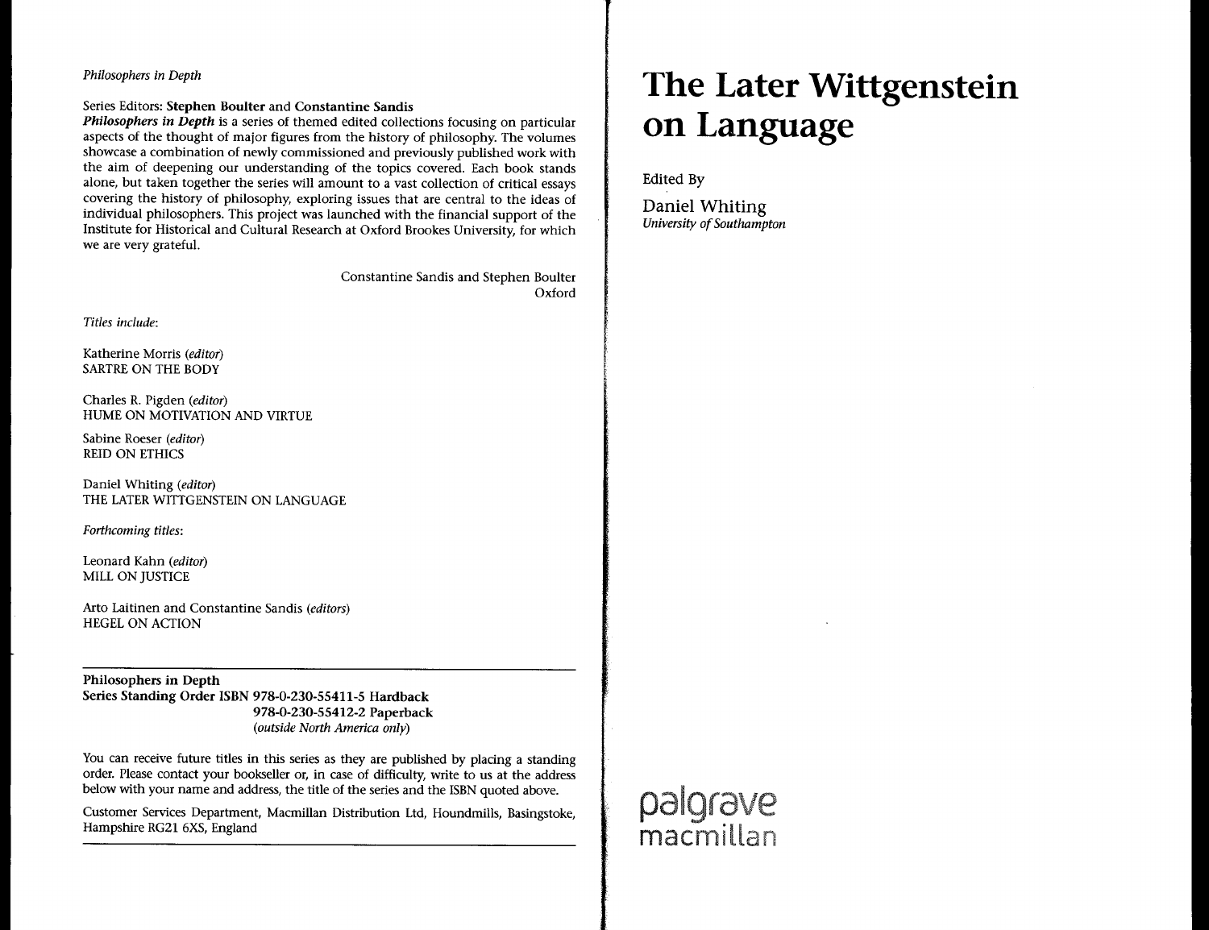*Philosophers in Depth*

Series Editors: **Stephen Boulter** and **Constantine Sandis**

***Philosophers in Depth*** is a series of themed edited collections focusing on particular aspects of the thought of major figures from the history of philosophy. The volumes showcase a combination of newly commissioned and previously published work with the aim of deepening our understanding of the topics covered. Each book stands alone, but taken together the series will amount to a vast collection of critical essays covering the history of philosophy, exploring issues that are central to the ideas of individual philosophers. This project was launched with the financial support of the Institute for Historical and Cultural Research at Oxford Brookes University, for which we are very grateful.

Constantine Sandis and Stephen Boulter
Oxford

*Titles include:*

Katherine Morris (*editor*)
SARTRE ON THE BODY

Charles R. Pigden (*editor*)
HUME ON MOTIVATION AND VIRTUE

Sabine Roeser (*editor*)
REID ON ETHICS

Daniel Whiting (*editor*)
THE LATER WITTGENSTEIN ON LANGUAGE

*Forthcoming titles:*

Leonard Kahn (*editor*)
MILL ON JUSTICE

Arto Laitinen and Constantine Sandis (*editors*)
HEGEL ON ACTION

---

**Philosophers in Depth**
**Series Standing Order ISBN 978-0-230-55411-5 Hardback**
**978-0-230-55412-2 Paperback**
*(outside North America only)*

You can receive future titles in this series as they are published by placing a standing order. Please contact your bookseller or, in case of difficulty, write to us at the address below with your name and address, the title of the series and the ISBN quoted above.

Customer Services Department, Macmillan Distribution Ltd, Houndmills, Basingstoke, Hampshire RG21 6XS, England

---

# The Later Wittgenstein on Language

Edited By

Daniel Whiting
*University of Southampton*

palgrave
macmillan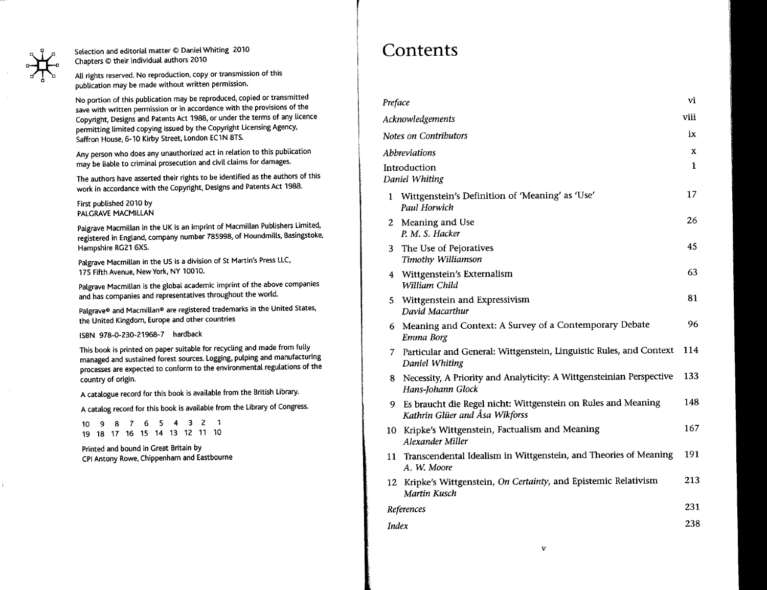Selection and editorial matter © Daniel Whiting 2010
Chapters © their individual authors 2010

All rights reserved. No reproduction, copy or transmission of this publication may be made without written permission.

No portion of this publication may be reproduced, copied or transmitted save with written permission or in accordance with the provisions of the Copyright, Designs and Patents Act 1988, or under the terms of any licence permitting limited copying issued by the Copyright Licensing Agency, Saffron House, 6-10 Kirby Street, London EC1N 8TS.

Any person who does any unauthorized act in relation to this publication may be liable to criminal prosecution and civil claims for damages.

The authors have asserted their rights to be identified as the authors of this work in accordance with the Copyright, Designs and Patents Act 1988.

First published 2010 by
PALGRAVE MACMILLAN

Palgrave Macmillan in the UK is an imprint of Macmillan Publishers Limited, registered in England, company number 785998, of Houndmills, Basingstoke, Hampshire RG21 6XS.

Palgrave Macmillan in the US is a division of St Martin's Press LLC, 175 Fifth Avenue, New York, NY 10010.

Palgrave Macmillan is the global academic imprint of the above companies and has companies and representatives throughout the world.

Palgrave® and Macmillan® are registered trademarks in the United States, the United Kingdom, Europe and other countries

ISBN 978-0-230-21968-7 hardback

This book is printed on paper suitable for recycling and made from fully managed and sustained forest sources. Logging, pulping and manufacturing processes are expected to conform to the environmental regulations of the country of origin.

A catalogue record for this book is available from the British Library.

A catalog record for this book is available from the Library of Congress.

10 9 8 7 6 5 4 3 2 1
19 18 17 16 15 14 13 12 11 10

Printed and bound in Great Britain by
CPI Antony Rowe, Chippenham and Eastbourne

# Contents

| | |
|---|---|
| *Preface* | vi |
| *Acknowledgements* | viii |
| *Notes on Contributors* | ix |
| *Abbreviations* | x |
| Introduction<br>*Daniel Whiting* | 1 |
| 1 Wittgenstein's Definition of 'Meaning' as 'Use'<br>*Paul Horwich* | 17 |
| 2 Meaning and Use<br>*P. M. S. Hacker* | 26 |
| 3 The Use of Pejoratives<br>*Timothy Williamson* | 45 |
| 4 Wittgenstein's Externalism<br>*William Child* | 63 |
| 5 Wittgenstein and Expressivism<br>*David Macarthur* | 81 |
| 6 Meaning and Context: A Survey of a Contemporary Debate<br>*Emma Borg* | 96 |
| 7 Particular and General: Wittgenstein, Linguistic Rules, and Context<br>*Daniel Whiting* | 114 |
| 8 Necessity, A Priority and Analyticity: A Wittgensteinian Perspective<br>*Hans-Johann Glock* | 133 |
| 9 Es braucht die Regel nicht: Wittgenstein on Rules and Meaning<br>*Kathrin Glüer and Åsa Wikforss* | 148 |
| 10 Kripke's Wittgenstein, Factualism and Meaning<br>*Alexander Miller* | 167 |
| 11 Transcendental Idealism in Wittgenstein, and Theories of Meaning<br>*A. W. Moore* | 191 |
| 12 Kripke's Wittgenstein, *On Certainty*, and Epistemic Relativism<br>*Martin Kusch* | 213 |
| *References* | 231 |
| *Index* | 238 |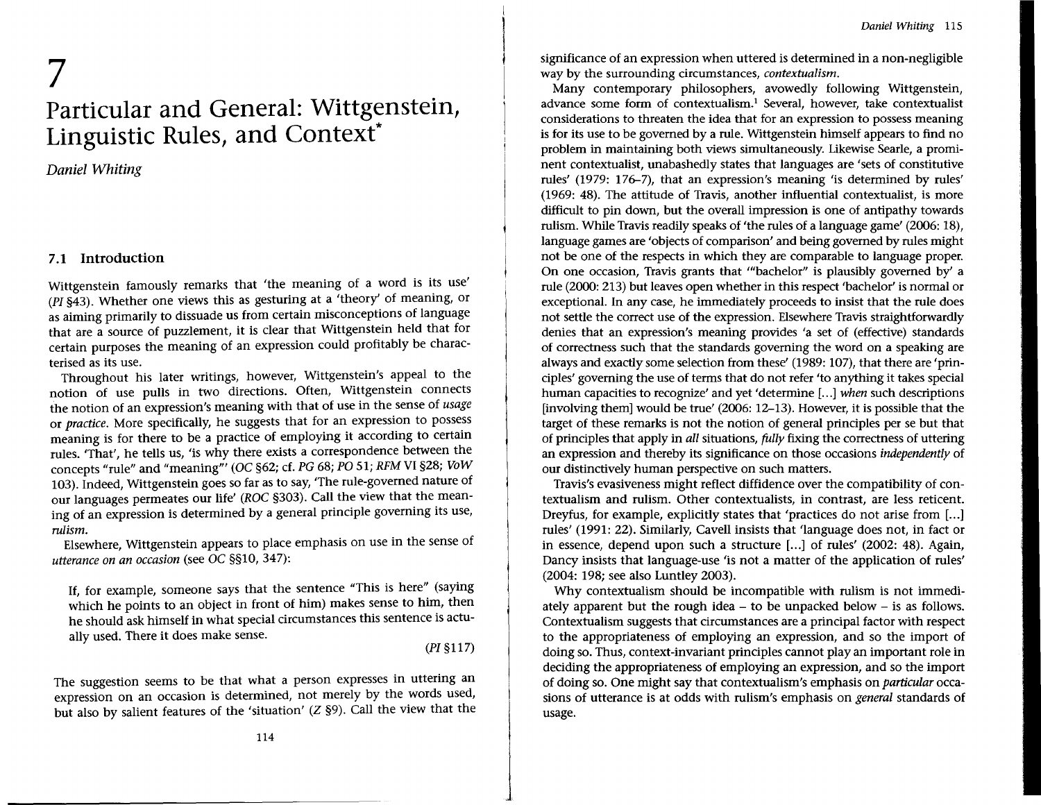# 7

# Particular and General: Wittgenstein, Linguistic Rules, and Context*

*Daniel Whiting*

## 7.1 Introduction

Wittgenstein famously remarks that 'the meaning of a word is its use' (*PI* §43). Whether one views this as gesturing at a 'theory' of meaning, or as aiming primarily to dissuade us from certain misconceptions of language that are a source of puzzlement, it is clear that Wittgenstein held that for certain purposes the meaning of an expression could profitably be characterised as its use.

Throughout his later writings, however, Wittgenstein's appeal to the notion of use pulls in two directions. Often, Wittgenstein connects the notion of an expression's meaning with that of use in the sense of *usage* or *practice*. More specifically, he suggests that for an expression to possess meaning is for there to be a practice of employing it according to certain rules. 'That', he tells us, 'is why there exists a correspondence between the concepts "rule" and "meaning"' (*OC* §62; cf. *PG* 68; *PO* 51; *RFM* VI §28; *VoW* 103). Indeed, Wittgenstein goes so far as to say, 'The rule-governed nature of our languages permeates our life' (*ROC* §303). Call the view that the meaning of an expression is determined by a general principle governing its use, *rulism*.

Elsewhere, Wittgenstein appears to place emphasis on use in the sense of *utterance on an occasion* (see *OC* §§10, 347):

> If, for example, someone says that the sentence "This is here" (saying which he points to an object in front of him) makes sense to him, then he should ask himself in what special circumstances this sentence is actually used. There it does make sense.
>
> (*PI* §117)

The suggestion seems to be that what a person expresses in uttering an expression on an occasion is determined, not merely by the words used, but also by salient features of the 'situation' (*Z* §9). Call the view that the significance of an expression when uttered is determined in a non-negligible way by the surrounding circumstances, *contextualism*.

Many contemporary philosophers, avowedly following Wittgenstein, advance some form of contextualism.[1] Several, however, take contextualist considerations to threaten the idea that for an expression to possess meaning is for its use to be governed by a rule. Wittgenstein himself appears to find no problem in maintaining both views simultaneously. Likewise Searle, a prominent contextualist, unabashedly states that languages are 'sets of constitutive rules' (1979: 176–7), that an expression's meaning 'is determined by rules' (1969: 48). The attitude of Travis, another influential contextualist, is more difficult to pin down, but the overall impression is one of antipathy towards rulism. While Travis readily speaks of 'the rules of a language game' (2006: 18), language games are 'objects of comparison' and being governed by rules might not be one of the respects in which they are comparable to language proper. On one occasion, Travis grants that '"bachelor" is plausibly governed by' a rule (2000: 213) but leaves open whether in this respect 'bachelor' is normal or exceptional. In any case, he immediately proceeds to insist that the rule does not settle the correct use of the expression. Elsewhere Travis straightforwardly denies that an expression's meaning provides 'a set of (effective) standards of correctness such that the standards governing the word on a speaking are always and exactly some selection from these' (1989: 107), that there are 'principles' governing the use of terms that do not refer 'to anything it takes special human capacities to recognize' and yet 'determine [...] *when* such descriptions [involving them] would be true' (2006: 12–13). However, it is possible that the target of these remarks is not the notion of general principles per se but that of principles that apply in *all* situations, *fully* fixing the correctness of uttering an expression and thereby its significance on those occasions *independently* of our distinctively human perspective on such matters.

Travis's evasiveness might reflect diffidence over the compatibility of contextualism and rulism. Other contextualists, in contrast, are less reticent. Dreyfus, for example, explicitly states that 'practices do not arise from [...] rules' (1991: 22). Similarly, Cavell insists that 'language does not, in fact or in essence, depend upon such a structure [...] of rules' (2002: 48). Again, Dancy insists that language-use 'is not a matter of the application of rules' (2004: 198; see also Luntley 2003).

Why contextualism should be incompatible with rulism is not immediately apparent but the rough idea – to be unpacked below – is as follows. Contextualism suggests that circumstances are a principal factor with respect to the appropriateness of employing an expression, and so the import of doing so. Thus, context-invariant principles cannot play an important role in deciding the appropriateness of employing an expression, and so the import of doing so. One might say that contextualism's emphasis on *particular* occasions of utterance is at odds with rulism's emphasis on *general* standards of usage.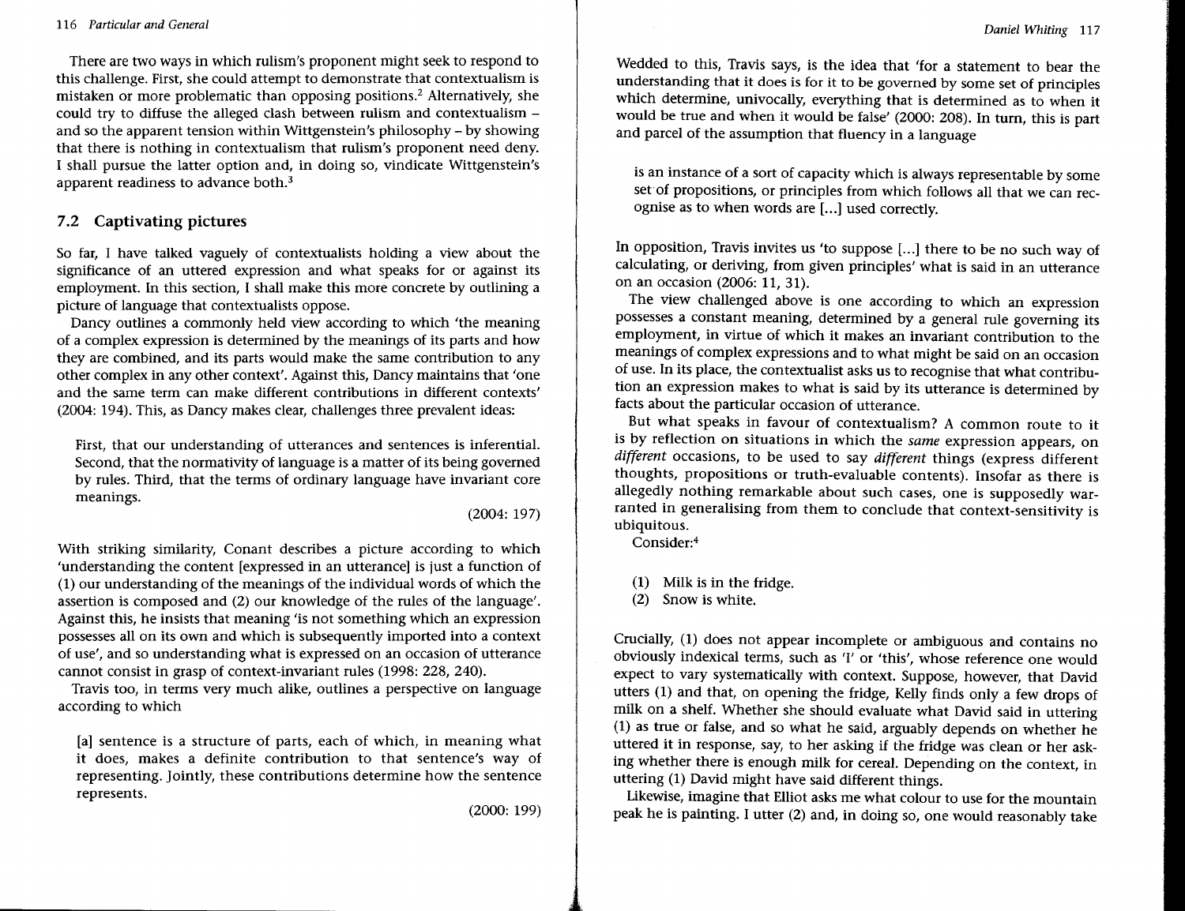There are two ways in which rulism's proponent might seek to respond to this challenge. First, she could attempt to demonstrate that contextualism is mistaken or more problematic than opposing positions.[2] Alternatively, she could try to diffuse the alleged clash between rulism and contextualism – and so the apparent tension within Wittgenstein's philosophy – by showing that there is nothing in contextualism that rulism's proponent need deny. I shall pursue the latter option and, in doing so, vindicate Wittgenstein's apparent readiness to advance both.[3]

## 7.2 Captivating pictures

So far, I have talked vaguely of contextualists holding a view about the significance of an uttered expression and what speaks for or against its employment. In this section, I shall make this more concrete by outlining a picture of language that contextualists oppose.

Dancy outlines a commonly held view according to which 'the meaning of a complex expression is determined by the meanings of its parts and how they are combined, and its parts would make the same contribution to any other complex in any other context'. Against this, Dancy maintains that 'one and the same term can make different contributions in different contexts' (2004: 194). This, as Dancy makes clear, challenges three prevalent ideas:

> First, that our understanding of utterances and sentences is inferential. Second, that the normativity of language is a matter of its being governed by rules. Third, that the terms of ordinary language have invariant core meanings.
>
> (2004: 197)

With striking similarity, Conant describes a picture according to which 'understanding the content [expressed in an utterance] is just a function of (1) our understanding of the meanings of the individual words of which the assertion is composed and (2) our knowledge of the rules of the language'. Against this, he insists that meaning 'is not something which an expression possesses all on its own and which is subsequently imported into a context of use', and so understanding what is expressed on an occasion of utterance cannot consist in grasp of context-invariant rules (1998: 228, 240).

Travis too, in terms very much alike, outlines a perspective on language according to which

> [a] sentence is a structure of parts, each of which, in meaning what it does, makes a definite contribution to that sentence's way of representing. Jointly, these contributions determine how the sentence represents.
>
> (2000: 199)

Wedded to this, Travis says, is the idea that 'for a statement to bear the understanding that it does is for it to be governed by some set of principles which determine, univocally, everything that is determined as to when it would be true and when it would be false' (2000: 208). In turn, this is part and parcel of the assumption that fluency in a language

> is an instance of a sort of capacity which is always representable by some set of propositions, or principles from which follows all that we can recognise as to when words are [...] used correctly.

In opposition, Travis invites us 'to suppose [...] there to be no such way of calculating, or deriving, from given principles' what is said in an utterance on an occasion (2006: 11, 31).

The view challenged above is one according to which an expression possesses a constant meaning, determined by a general rule governing its employment, in virtue of which it makes an invariant contribution to the meanings of complex expressions and to what might be said on an occasion of use. In its place, the contextualist asks us to recognise that what contribution an expression makes to what is said by its utterance is determined by facts about the particular occasion of utterance.

But what speaks in favour of contextualism? A common route to it is by reflection on situations in which the *same* expression appears, on *different* occasions, to be used to say *different* things (express different thoughts, propositions or truth-evaluable contents). Insofar as there is allegedly nothing remarkable about such cases, one is supposedly warranted in generalising from them to conclude that context-sensitivity is ubiquitous.

Consider:[4]

(1) Milk is in the fridge.
(2) Snow is white.

Crucially, (1) does not appear incomplete or ambiguous and contains no obviously indexical terms, such as 'I' or 'this', whose reference one would expect to vary systematically with context. Suppose, however, that David utters (1) and that, on opening the fridge, Kelly finds only a few drops of milk on a shelf. Whether she should evaluate what David said in uttering (1) as true or false, and so what he said, arguably depends on whether he uttered it in response, say, to her asking if the fridge was clean or her asking whether there is enough milk for cereal. Depending on the context, in uttering (1) David might have said different things.

Likewise, imagine that Elliot asks me what colour to use for the mountain peak he is painting. I utter (2) and, in doing so, one would reasonably take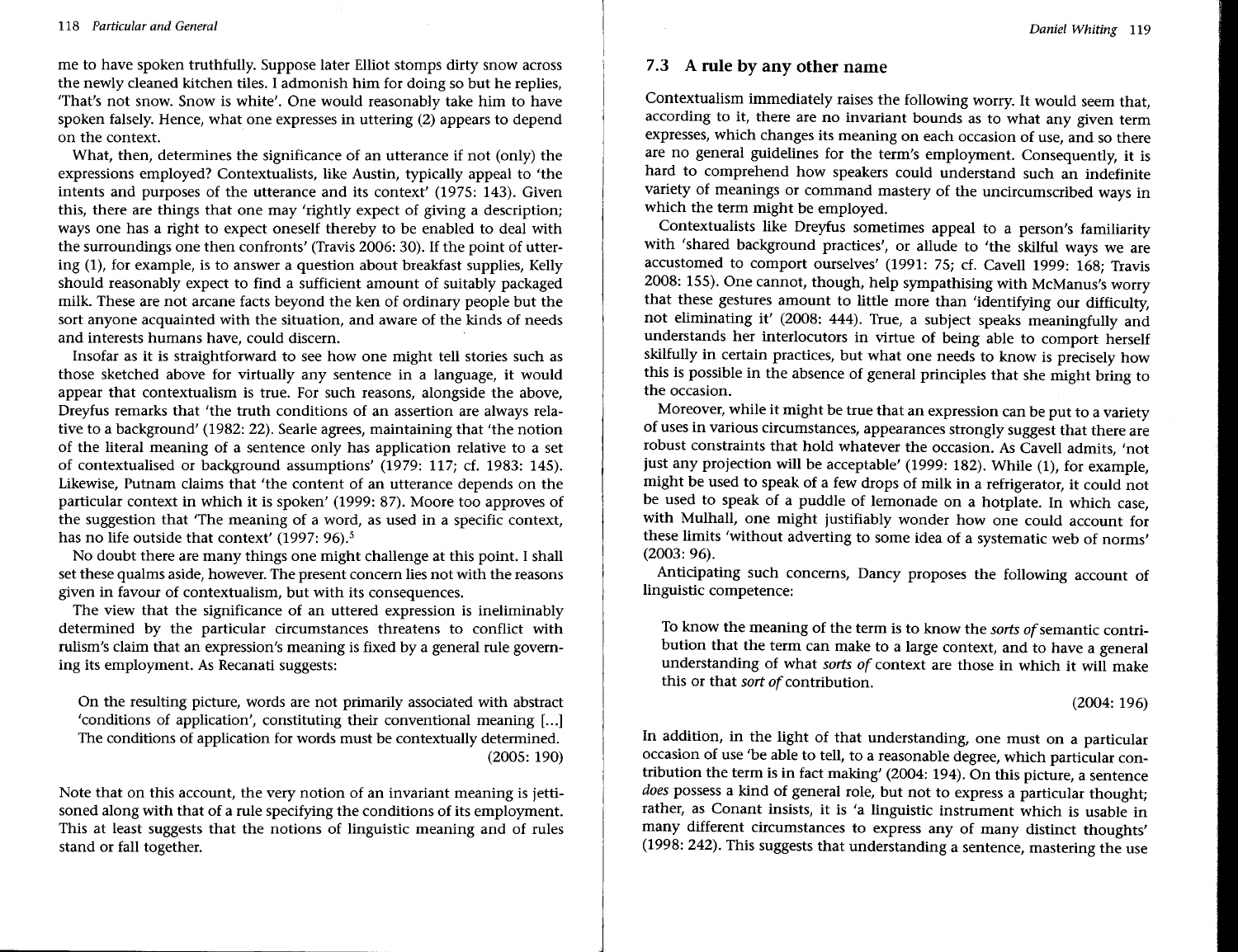me to have spoken truthfully. Suppose later Elliot stomps dirty snow across the newly cleaned kitchen tiles. I admonish him for doing so but he replies, 'That's not snow. Snow is white'. One would reasonably take him to have spoken falsely. Hence, what one expresses in uttering (2) appears to depend on the context.

What, then, determines the significance of an utterance if not (only) the expressions employed? Contextualists, like Austin, typically appeal to 'the intents and purposes of the utterance and its context' (1975: 143). Given this, there are things that one may 'rightly expect of giving a description; ways one has a right to expect oneself thereby to be enabled to deal with the surroundings one then confronts' (Travis 2006: 30). If the point of uttering (1), for example, is to answer a question about breakfast supplies, Kelly should reasonably expect to find a sufficient amount of suitably packaged milk. These are not arcane facts beyond the ken of ordinary people but the sort anyone acquainted with the situation, and aware of the kinds of needs and interests humans have, could discern.

Insofar as it is straightforward to see how one might tell stories such as those sketched above for virtually any sentence in a language, it would appear that contextualism is true. For such reasons, alongside the above, Dreyfus remarks that 'the truth conditions of an assertion are always relative to a background' (1982: 22). Searle agrees, maintaining that 'the notion of the literal meaning of a sentence only has application relative to a set of contextualised or background assumptions' (1979: 117; cf. 1983: 145). Likewise, Putnam claims that 'the content of an utterance depends on the particular context in which it is spoken' (1999: 87). Moore too approves of the suggestion that 'The meaning of a word, as used in a specific context, has no life outside that context' (1997: 96).[5]

No doubt there are many things one might challenge at this point. I shall set these qualms aside, however. The present concern lies not with the reasons given in favour of contextualism, but with its consequences.

The view that the significance of an uttered expression is ineliminably determined by the particular circumstances threatens to conflict with rulism's claim that an expression's meaning is fixed by a general rule governing its employment. As Recanati suggests:

> On the resulting picture, words are not primarily associated with abstract 'conditions of application', constituting their conventional meaning [...] The conditions of application for words must be contextually determined.
>
> (2005: 190)

Note that on this account, the very notion of an invariant meaning is jettisoned along with that of a rule specifying the conditions of its employment. This at least suggests that the notions of linguistic meaning and of rules stand or fall together.

## 7.3 A rule by any other name

Contextualism immediately raises the following worry. It would seem that, according to it, there are no invariant bounds as to what any given term expresses, which changes its meaning on each occasion of use, and so there are no general guidelines for the term's employment. Consequently, it is hard to comprehend how speakers could understand such an indefinite variety of meanings or command mastery of the uncircumscribed ways in which the term might be employed.

Contextualists like Dreyfus sometimes appeal to a person's familiarity with 'shared background practices', or allude to 'the skilful ways we are accustomed to comport ourselves' (1991: 75; cf. Cavell 1999: 168; Travis 2008: 155). One cannot, though, help sympathising with McManus's worry that these gestures amount to little more than 'identifying our difficulty, not eliminating it' (2008: 444). True, a subject speaks meaningfully and understands her interlocutors in virtue of being able to comport herself skilfully in certain practices, but what one needs to know is precisely how this is possible in the absence of general principles that she might bring to the occasion.

Moreover, while it might be true that an expression can be put to a variety of uses in various circumstances, appearances strongly suggest that there are robust constraints that hold whatever the occasion. As Cavell admits, 'not just any projection will be acceptable' (1999: 182). While (1), for example, might be used to speak of a few drops of milk in a refrigerator, it could not be used to speak of a puddle of lemonade on a hotplate. In which case, with Mulhall, one might justifiably wonder how one could account for these limits 'without adverting to some idea of a systematic web of norms' (2003: 96).

Anticipating such concerns, Dancy proposes the following account of linguistic competence:

> To know the meaning of the term is to know the *sorts of* semantic contribution that the term can make to a large context, and to have a general understanding of what *sorts of* context are those in which it will make this or that *sort of* contribution.
>
> (2004: 196)

In addition, in the light of that understanding, one must on a particular occasion of use 'be able to tell, to a reasonable degree, which particular contribution the term is in fact making' (2004: 194). On this picture, a sentence *does* possess a kind of general role, but not to express a particular thought; rather, as Conant insists, it is 'a linguistic instrument which is usable in many different circumstances to express any of many distinct thoughts' (1998: 242). This suggests that understanding a sentence, mastering the use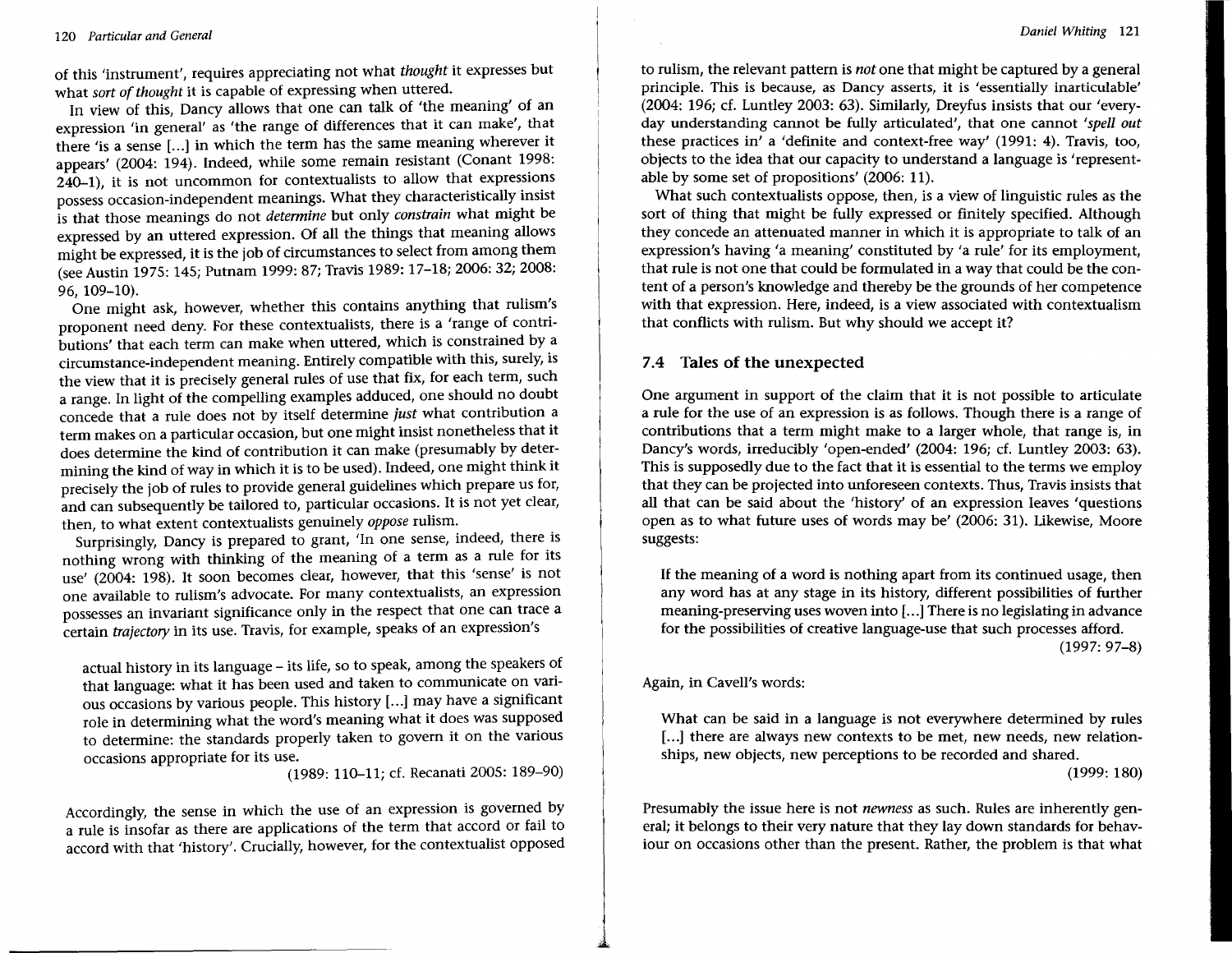of this 'instrument', requires appreciating not what *thought* it expresses but what *sort of thought* it is capable of expressing when uttered.

In view of this, Dancy allows that one can talk of 'the meaning' of an expression 'in general' as 'the range of differences that it can make', that there 'is a sense [...] in which the term has the same meaning wherever it appears' (2004: 194). Indeed, while some remain resistant (Conant 1998: 240–1), it is not uncommon for contextualists to allow that expressions possess occasion-independent meanings. What they characteristically insist is that those meanings do not *determine* but only *constrain* what might be expressed by an uttered expression. Of all the things that meaning allows might be expressed, it is the job of circumstances to select from among them (see Austin 1975: 145; Putnam 1999: 87; Travis 1989: 17–18; 2006: 32; 2008: 96, 109–10).

One might ask, however, whether this contains anything that rulism's proponent need deny. For these contextualists, there is a 'range of contributions' that each term can make when uttered, which is constrained by a circumstance-independent meaning. Entirely compatible with this, surely, is the view that it is precisely general rules of use that fix, for each term, such a range. In light of the compelling examples adduced, one should no doubt concede that a rule does not by itself determine *just* what contribution a term makes on a particular occasion, but one might insist nonetheless that it does determine the kind of contribution it can make (presumably by determining the kind of way in which it is to be used). Indeed, one might think it precisely the job of rules to provide general guidelines which prepare us for, and can subsequently be tailored to, particular occasions. It is not yet clear, then, to what extent contextualists genuinely *oppose* rulism.

Surprisingly, Dancy is prepared to grant, 'In one sense, indeed, there is nothing wrong with thinking of the meaning of a term as a rule for its use' (2004: 198). It soon becomes clear, however, that this 'sense' is not one available to rulism's advocate. For many contextualists, an expression possesses an invariant significance only in the respect that one can trace a certain *trajectory* in its use. Travis, for example, speaks of an expression's

> actual history in its language – its life, so to speak, among the speakers of that language: what it has been used and taken to communicate on various occasions by various people. This history [...] may have a significant role in determining what the word's meaning what it does was supposed to determine: the standards properly taken to govern it on the various occasions appropriate for its use.
>
> (1989: 110–11; cf. Recanati 2005: 189–90)

Accordingly, the sense in which the use of an expression is governed by a rule is insofar as there are applications of the term that accord or fail to accord with that 'history'. Crucially, however, for the contextualist opposed to rulism, the relevant pattern is *not* one that might be captured by a general principle. This is because, as Dancy asserts, it is 'essentially inarticulable' (2004: 196; cf. Luntley 2003: 63). Similarly, Dreyfus insists that our 'everyday understanding cannot be fully articulated', that one cannot '*spell out* these practices in' a 'definite and context-free way' (1991: 4). Travis, too, objects to the idea that our capacity to understand a language is 'representable by some set of propositions' (2006: 11).

What such contextualists oppose, then, is a view of linguistic rules as the sort of thing that might be fully expressed or finitely specified. Although they concede an attenuated manner in which it is appropriate to talk of an expression's having 'a meaning' constituted by 'a rule' for its employment, that rule is not one that could be formulated in a way that could be the content of a person's knowledge and thereby be the grounds of her competence with that expression. Here, indeed, is a view associated with contextualism that conflicts with rulism. But why should we accept it?

## 7.4 Tales of the unexpected

One argument in support of the claim that it is not possible to articulate a rule for the use of an expression is as follows. Though there is a range of contributions that a term might make to a larger whole, that range is, in Dancy's words, irreducibly 'open-ended' (2004: 196; cf. Luntley 2003: 63). This is supposedly due to the fact that it is essential to the terms we employ that they can be projected into unforeseen contexts. Thus, Travis insists that all that can be said about the 'history' of an expression leaves 'questions open as to what future uses of words may be' (2006: 31). Likewise, Moore suggests:

> If the meaning of a word is nothing apart from its continued usage, then any word has at any stage in its history, different possibilities of further meaning-preserving uses woven into [...] There is no legislating in advance for the possibilities of creative language-use that such processes afford.
>
> (1997: 97–8)

Again, in Cavell's words:

> What can be said in a language is not everywhere determined by rules [...] there are always new contexts to be met, new needs, new relationships, new objects, new perceptions to be recorded and shared.
>
> (1999: 180)

Presumably the issue here is not *newness* as such. Rules are inherently general; it belongs to their very nature that they lay down standards for behaviour on occasions other than the present. Rather, the problem is that what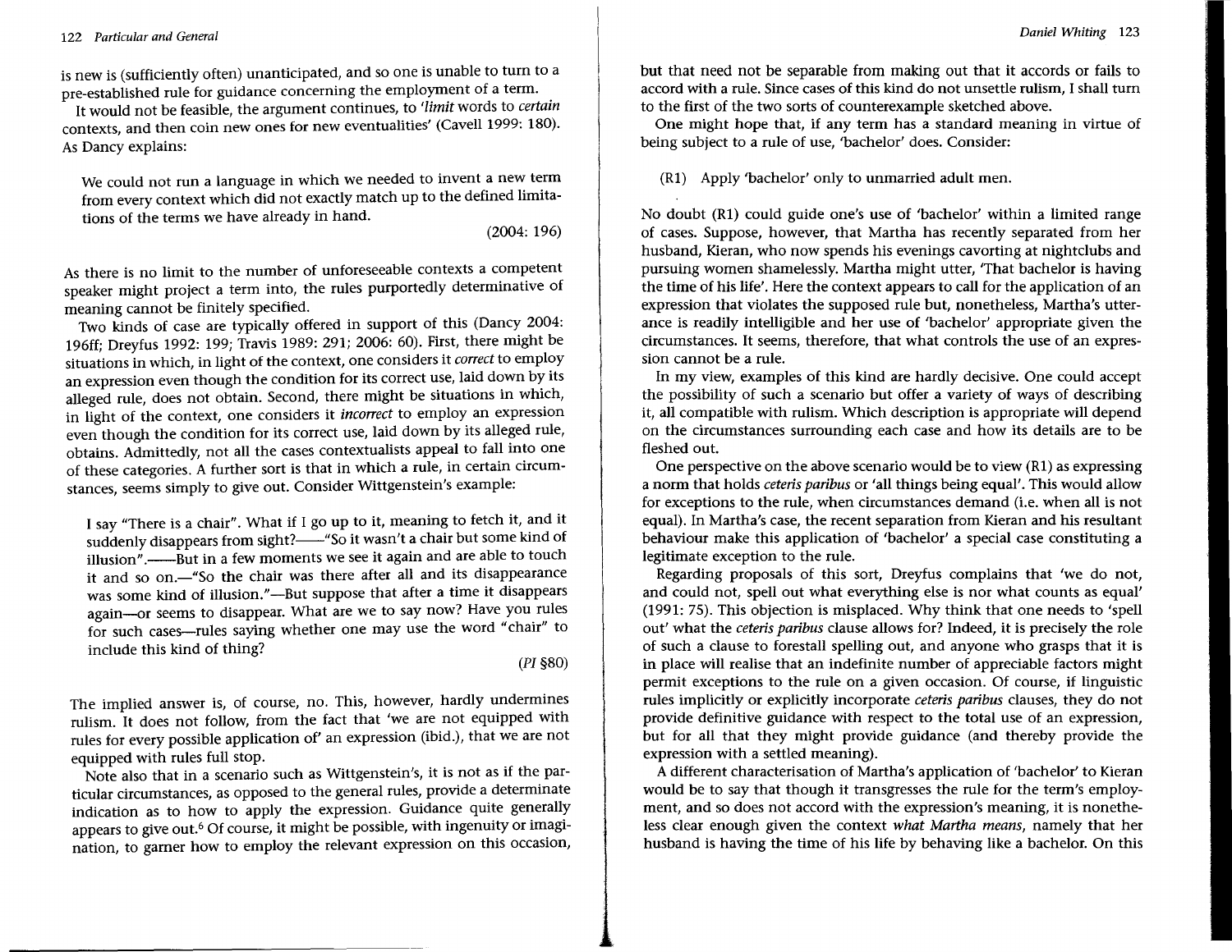is new is (sufficiently often) unanticipated, and so one is unable to turn to a pre-established rule for guidance concerning the employment of a term.

It would not be feasible, the argument continues, to '*limit* words to *certain* contexts, and then coin new ones for new eventualities' (Cavell 1999: 180). As Dancy explains:

> We could not run a language in which we needed to invent a new term from every context which did not exactly match up to the defined limitations of the terms we have already in hand.
>
> (2004: 196)

As there is no limit to the number of unforeseeable contexts a competent speaker might project a term into, the rules purportedly determinative of meaning cannot be finitely specified.

Two kinds of case are typically offered in support of this (Dancy 2004: 196ff; Dreyfus 1992: 199; Travis 1989: 291; 2006: 60). First, there might be situations in which, in light of the context, one considers it *correct* to employ an expression even though the condition for its correct use, laid down by its alleged rule, does not obtain. Second, there might be situations in which, in light of the context, one considers it *incorrect* to employ an expression even though the condition for its correct use, laid down by its alleged rule, obtains. Admittedly, not all the cases contextualists appeal to fall into one of these categories. A further sort is that in which a rule, in certain circumstances, seems simply to give out. Consider Wittgenstein's example:

> I say "There is a chair". What if I go up to it, meaning to fetch it, and it suddenly disappears from sight?——"So it wasn't a chair but some kind of illusion".——But in a few moments we see it again and are able to touch it and so on.—"So the chair was there after all and its disappearance was some kind of illusion."—But suppose that after a time it disappears again—or seems to disappear. What are we to say now? Have you rules for such cases—rules saying whether one may use the word "chair" to include this kind of thing?
>
> (*PI* §80)

The implied answer is, of course, no. This, however, hardly undermines rulism. It does not follow, from the fact that 'we are not equipped with rules for every possible application of' an expression (ibid.), that we are not equipped with rules full stop.

Note also that in a scenario such as Wittgenstein's, it is not as if the particular circumstances, as opposed to the general rules, provide a determinate indication as to how to apply the expression. Guidance quite generally appears to give out.[6] Of course, it might be possible, with ingenuity or imagination, to garner how to employ the relevant expression on this occasion, but that need not be separable from making out that it accords or fails to accord with a rule. Since cases of this kind do not unsettle rulism, I shall turn to the first of the two sorts of counterexample sketched above.

One might hope that, if any term has a standard meaning in virtue of being subject to a rule of use, 'bachelor' does. Consider:

(R1) Apply 'bachelor' only to unmarried adult men.

No doubt (R1) could guide one's use of 'bachelor' within a limited range of cases. Suppose, however, that Martha has recently separated from her husband, Kieran, who now spends his evenings cavorting at nightclubs and pursuing women shamelessly. Martha might utter, 'That bachelor is having the time of his life'. Here the context appears to call for the application of an expression that violates the supposed rule but, nonetheless, Martha's utterance is readily intelligible and her use of 'bachelor' appropriate given the circumstances. It seems, therefore, that what controls the use of an expression cannot be a rule.

In my view, examples of this kind are hardly decisive. One could accept the possibility of such a scenario but offer a variety of ways of describing it, all compatible with rulism. Which description is appropriate will depend on the circumstances surrounding each case and how its details are to be fleshed out.

One perspective on the above scenario would be to view (R1) as expressing a norm that holds *ceteris paribus* or 'all things being equal'. This would allow for exceptions to the rule, when circumstances demand (i.e. when all is not equal). In Martha's case, the recent separation from Kieran and his resultant behaviour make this application of 'bachelor' a special case constituting a legitimate exception to the rule.

Regarding proposals of this sort, Dreyfus complains that 'we do not, and could not, spell out what everything else is nor what counts as equal' (1991: 75). This objection is misplaced. Why think that one needs to 'spell out' what the *ceteris paribus* clause allows for? Indeed, it is precisely the role of such a clause to forestall spelling out, and anyone who grasps that it is in place will realise that an indefinite number of appreciable factors might permit exceptions to the rule on a given occasion. Of course, if linguistic rules implicitly or explicitly incorporate *ceteris paribus* clauses, they do not provide definitive guidance with respect to the total use of an expression, but for all that they might provide guidance (and thereby provide the expression with a settled meaning).

A different characterisation of Martha's application of 'bachelor' to Kieran would be to say that though it transgresses the rule for the term's employment, and so does not accord with the expression's meaning, it is nonetheless clear enough given the context *what Martha means*, namely that her husband is having the time of his life by behaving like a bachelor. On this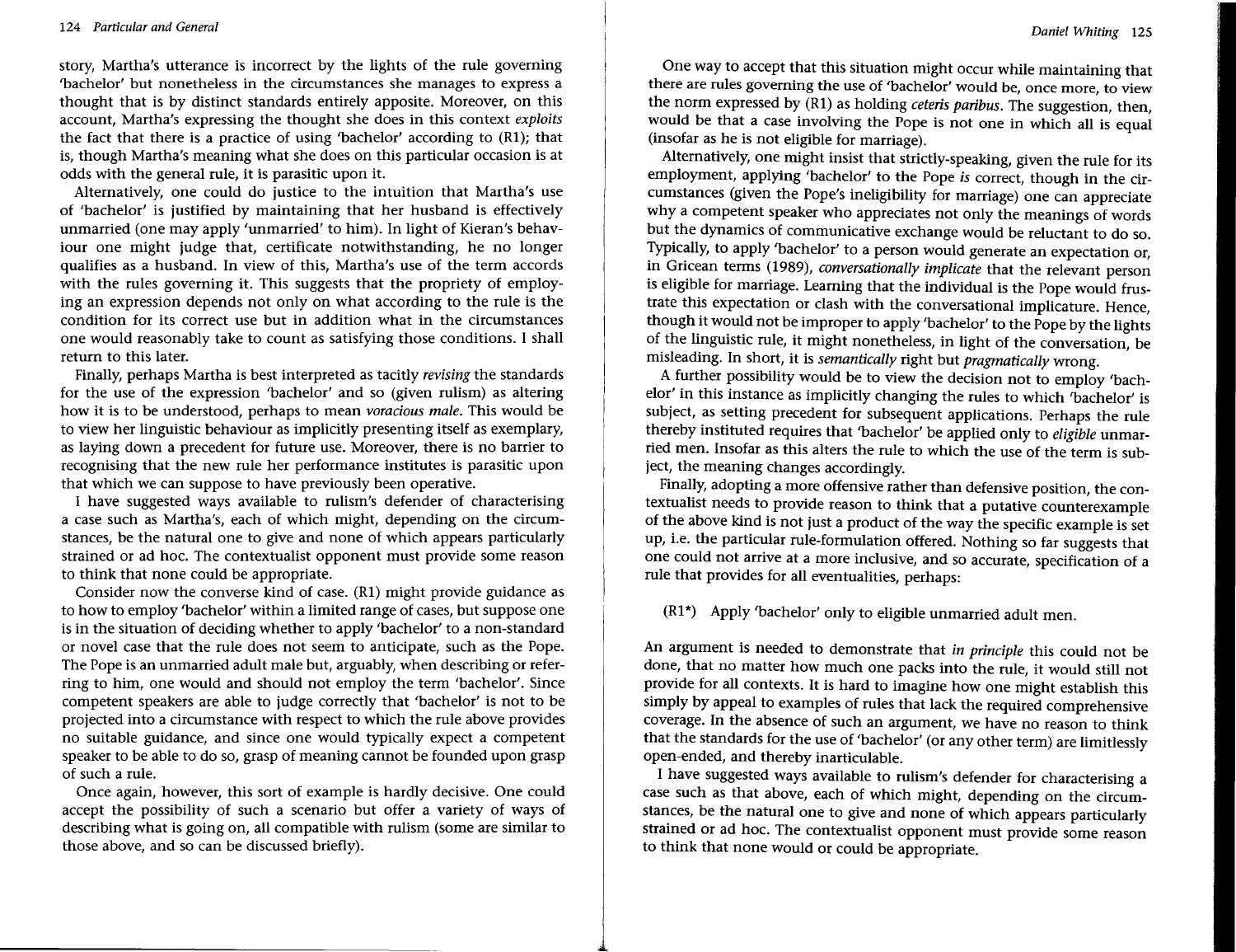story, Martha's utterance is incorrect by the lights of the rule governing 'bachelor' but nonetheless in the circumstances she manages to express a thought that is by distinct standards entirely apposite. Moreover, on this account, Martha's expressing the thought she does in this context *exploits* the fact that there is a practice of using 'bachelor' according to (R1); that is, though Martha's meaning what she does on this particular occasion is at odds with the general rule, it is parasitic upon it.

Alternatively, one could do justice to the intuition that Martha's use of 'bachelor' is justified by maintaining that her husband is effectively unmarried (one may apply 'unmarried' to him). In light of Kieran's behaviour one might judge that, certificate notwithstanding, he no longer qualifies as a husband. In view of this, Martha's use of the term accords with the rules governing it. This suggests that the propriety of employing an expression depends not only on what according to the rule is the condition for its correct use but in addition what in the circumstances one would reasonably take to count as satisfying those conditions. I shall return to this later.

Finally, perhaps Martha is best interpreted as tacitly *revising* the standards for the use of the expression 'bachelor' and so (given rulism) as altering how it is to be understood, perhaps to mean *voracious male*. This would be to view her linguistic behaviour as implicitly presenting itself as exemplary, as laying down a precedent for future use. Moreover, there is no barrier to recognising that the new rule her performance institutes is parasitic upon that which we can suppose to have previously been operative.

I have suggested ways available to rulism's defender of characterising a case such as Martha's, each of which might, depending on the circumstances, be the natural one to give and none of which appears particularly strained or ad hoc. The contextualist opponent must provide some reason to think that none could be appropriate.

Consider now the converse kind of case. (R1) might provide guidance as to how to employ 'bachelor' within a limited range of cases, but suppose one is in the situation of deciding whether to apply 'bachelor' to a non-standard or novel case that the rule does not seem to anticipate, such as the Pope. The Pope is an unmarried adult male but, arguably, when describing or referring to him, one would and should not employ the term 'bachelor'. Since competent speakers are able to judge correctly that 'bachelor' is not to be projected into a circumstance with respect to which the rule above provides no suitable guidance, and since one would typically expect a competent speaker to be able to do so, grasp of meaning cannot be founded upon grasp of such a rule.

Once again, however, this sort of example is hardly decisive. One could accept the possibility of such a scenario but offer a variety of ways of describing what is going on, all compatible with rulism (some are similar to those above, and so can be discussed briefly).

One way to accept that this situation might occur while maintaining that there are rules governing the use of 'bachelor' would be, once more, to view the norm expressed by (R1) as holding *ceteris paribus*. The suggestion, then, would be that a case involving the Pope is not one in which all is equal (insofar as he is not eligible for marriage).

Alternatively, one might insist that strictly-speaking, given the rule for its employment, applying 'bachelor' to the Pope *is* correct, though in the circumstances (given the Pope's ineligibility for marriage) one can appreciate why a competent speaker who appreciates not only the meanings of words but the dynamics of communicative exchange would be reluctant to do so. Typically, to apply 'bachelor' to a person would generate an expectation or, in Gricean terms (1989), *conversationally implicate* that the relevant person is eligible for marriage. Learning that the individual is the Pope would frustrate this expectation or clash with the conversational implicature. Hence, though it would not be improper to apply 'bachelor' to the Pope by the lights of the linguistic rule, it might nonetheless, in light of the conversation, be misleading. In short, it is *semantically* right but *pragmatically* wrong.

A further possibility would be to view the decision not to employ 'bachelor' in this instance as implicitly changing the rules to which 'bachelor' is subject, as setting precedent for subsequent applications. Perhaps the rule thereby instituted requires that 'bachelor' be applied only to *eligible* unmarried men. Insofar as this alters the rule to which the use of the term is subject, the meaning changes accordingly.

Finally, adopting a more offensive rather than defensive position, the contextualist needs to provide reason to think that a putative counterexample of the above kind is not just a product of the way the specific example is set up, i.e. the particular rule-formulation offered. Nothing so far suggests that one could not arrive at a more inclusive, and so accurate, specification of a rule that provides for all eventualities, perhaps:

(R1*) Apply 'bachelor' only to eligible unmarried adult men.

An argument is needed to demonstrate that *in principle* this could not be done, that no matter how much one packs into the rule, it would still not provide for all contexts. It is hard to imagine how one might establish this simply by appeal to examples of rules that lack the required comprehensive coverage. In the absence of such an argument, we have no reason to think that the standards for the use of 'bachelor' (or any other term) are limitlessly open-ended, and thereby inarticulable.

I have suggested ways available to rulism's defender for characterising a case such as that above, each of which might, depending on the circumstances, be the natural one to give and none of which appears particularly strained or ad hoc. The contextualist opponent must provide some reason to think that none would or could be appropriate.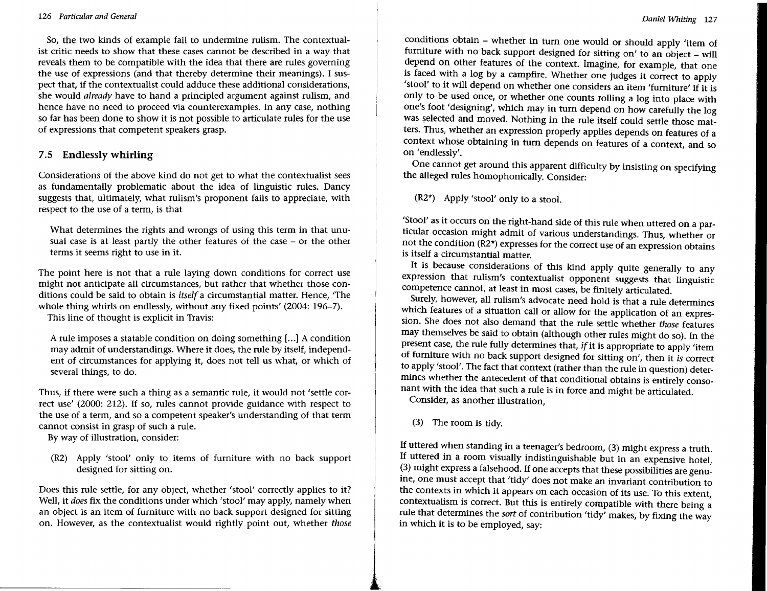So, the two kinds of example fail to undermine rulism. The contextualist critic needs to show that these cases cannot be described in a way that reveals them to be compatible with the idea that there are rules governing the use of expressions (and that thereby determine their meanings). I suspect that, if the contextualist could adduce these additional considerations, she would *already* have to hand a principled argument against rulism, and hence have no need to proceed via counterexamples. In any case, nothing so far has been done to show it is not possible to articulate rules for the use of expressions that competent speakers grasp.

## 7.5 Endlessly whirling

Considerations of the above kind do not get to what the contextualist sees as fundamentally problematic about the idea of linguistic rules. Dancy suggests that, ultimately, what rulism's proponent fails to appreciate, with respect to the use of a term, is that

> What determines the rights and wrongs of using this term in that unusual case is at least partly the other features of the case – or the other terms it seems right to use in it.

The point here is not that a rule laying down conditions for correct use might not anticipate all circumstances, but rather that whether those conditions could be said to obtain is *itself* a circumstantial matter. Hence, 'The whole thing whirls on endlessly, without any fixed points' (2004: 196–7).

This line of thought is explicit in Travis:

> A rule imposes a statable condition on doing something [...] A condition may admit of understandings. Where it does, the rule by itself, independent of circumstances for applying it, does not tell us what, or which of several things, to do.

Thus, if there were such a thing as a semantic rule, it would not 'settle correct use' (2000: 212). If so, rules cannot provide guidance with respect to the use of a term, and so a competent speaker's understanding of that term cannot consist in grasp of such a rule.

By way of illustration, consider:

> (R2) Apply 'stool' only to items of furniture with no back support designed for sitting on.

Does this rule settle, for any object, whether 'stool' correctly applies to it? Well, it *does* fix the conditions under which 'stool' may apply, namely when an object is an item of furniture with no back support designed for sitting on. However, as the contextualist would rightly point out, whether *those* conditions obtain – whether in turn one would or should apply 'item of furniture with no back support designed for sitting on' to an object – will depend on other features of the context. Imagine, for example, that one is faced with a log by a campfire. Whether one judges it correct to apply 'stool' to it will depend on whether one considers an item 'furniture' if it is only to be used once, or whether one counts rolling a log into place with one's foot 'designing', which may in turn depend on how carefully the log was selected and moved. Nothing in the rule itself could settle those matters. Thus, whether an expression properly applies depends on features of a context whose obtaining in turn depends on features of a context, and so on 'endlessly'.

One cannot get around this apparent difficulty by insisting on specifying the alleged rules homophonically. Consider:

> (R2*) Apply 'stool' only to a stool.

'Stool' as it occurs on the right-hand side of this rule when uttered on a particular occasion might admit of various understandings. Thus, whether or not the condition (R2*) expresses for the correct use of an expression obtains is itself a circumstantial matter.

It is because considerations of this kind apply quite generally to any expression that rulism's contextualist opponent suggests that linguistic competence cannot, at least in most cases, be finitely articulated.

Surely, however, all rulism's advocate need hold is that a rule determines which features of a situation call or allow for the application of an expression. She does not also demand that the rule settle whether *those* features may themselves be said to obtain (although other rules might do so). In the present case, the rule fully determines that, *if* it is appropriate to apply 'item of furniture with no back support designed for sitting on', then it *is* correct to apply 'stool'. The fact that context (rather than the rule in question) determines whether the antecedent of that conditional obtains is entirely consonant with the idea that such a rule is in force and might be articulated.

Consider, as another illustration,

> (3) The room is tidy.

If uttered when standing in a teenager's bedroom, (3) might express a truth. If uttered in a room visually indistinguishable but in an expensive hotel, (3) might express a falsehood. If one accepts that these possibilities are genuine, one must accept that 'tidy' does not make an invariant contribution to the contexts in which it appears on each occasion of its use. To this extent, contextualism is correct. But this is entirely compatible with there being a rule that determines the *sort* of contribution 'tidy' makes, by fixing the way in which it is to be employed, say: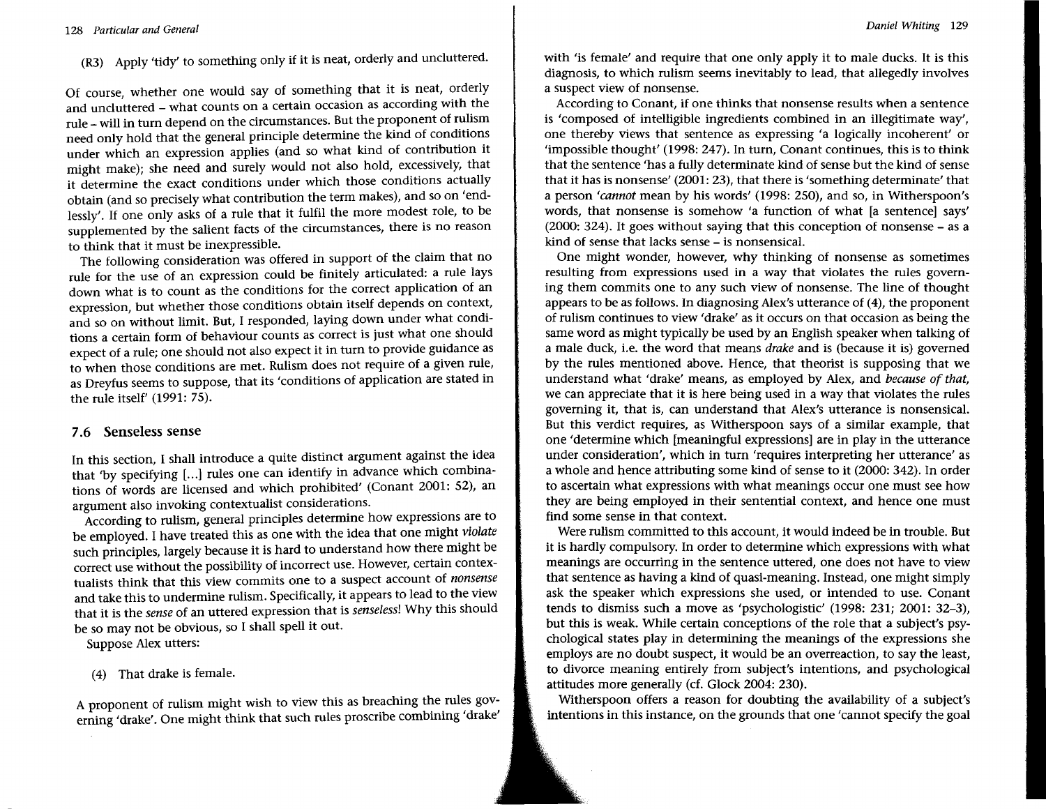(R3) Apply 'tidy' to something only if it is neat, orderly and uncluttered.

Of course, whether one would say of something that it is neat, orderly and uncluttered – what counts on a certain occasion as according with the rule – will in turn depend on the circumstances. But the proponent of rulism need only hold that the general principle determine the kind of conditions under which an expression applies (and so what kind of contribution it might make); she need and surely would not also hold, excessively, that it determine the exact conditions under which those conditions actually obtain (and so precisely what contribution the term makes), and so on 'endlessly'. If one only asks of a rule that it fulfil the more modest role, to be supplemented by the salient facts of the circumstances, there is no reason to think that it must be inexpressible.

The following consideration was offered in support of the claim that no rule for the use of an expression could be finitely articulated: a rule lays down what is to count as the conditions for the correct application of an expression, but whether those conditions obtain itself depends on context, and so on without limit. But, I responded, laying down under what conditions a certain form of behaviour counts as correct is just what one should expect of a rule; one should not also expect it in turn to provide guidance as to when those conditions are met. Rulism does not require of a given rule, as Dreyfus seems to suppose, that its 'conditions of application are stated in the rule itself' (1991: 75).

## 7.6 Senseless sense

In this section, I shall introduce a quite distinct argument against the idea that 'by specifying [...] rules one can identify in advance which combinations of words are licensed and which prohibited' (Conant 2001: 52), an argument also invoking contextualist considerations.

According to rulism, general principles determine how expressions are to be employed. I have treated this as one with the idea that one might *violate* such principles, largely because it is hard to understand how there might be correct use without the possibility of incorrect use. However, certain contextualists think that this view commits one to a suspect account of *nonsense* and take this to undermine rulism. Specifically, it appears to lead to the view that it is the *sense* of an uttered expression that is *senseless*! Why this should be so may not be obvious, so I shall spell it out.

Suppose Alex utters:

(4) That drake is female.

A proponent of rulism might wish to view this as breaching the rules governing 'drake'. One might think that such rules proscribe combining 'drake' with 'is female' and require that one only apply it to male ducks. It is this diagnosis, to which rulism seems inevitably to lead, that allegedly involves a suspect view of nonsense.

According to Conant, if one thinks that nonsense results when a sentence is 'composed of intelligible ingredients combined in an illegitimate way', one thereby views that sentence as expressing 'a logically incoherent' or 'impossible thought' (1998: 247). In turn, Conant continues, this is to think that the sentence 'has a fully determinate kind of sense but the kind of sense that it has is nonsense' (2001: 23), that there is 'something determinate' that a person '*cannot* mean by his words' (1998: 250), and so, in Witherspoon's words, that nonsense is somehow 'a function of what [a sentence] says' (2000: 324). It goes without saying that this conception of nonsense – as a kind of sense that lacks sense – is nonsensical.

One might wonder, however, why thinking of nonsense as sometimes resulting from expressions used in a way that violates the rules governing them commits one to any such view of nonsense. The line of thought appears to be as follows. In diagnosing Alex's utterance of (4), the proponent of rulism continues to view 'drake' as it occurs on that occasion as being the same word as might typically be used by an English speaker when talking of a male duck, i.e. the word that means *drake* and is (because it is) governed by the rules mentioned above. Hence, that theorist is supposing that we understand what 'drake' means, as employed by Alex, and *because of that*, we can appreciate that it is here being used in a way that violates the rules governing it, that is, can understand that Alex's utterance is nonsensical. But this verdict requires, as Witherspoon says of a similar example, that one 'determine which [meaningful expressions] are in play in the utterance under consideration', which in turn 'requires interpreting her utterance' as a whole and hence attributing some kind of sense to it (2000: 342). In order to ascertain what expressions with what meanings occur one must see how they are being employed in their sentential context, and hence one must find some sense in that context.

Were rulism committed to this account, it would indeed be in trouble. But it is hardly compulsory. In order to determine which expressions with what meanings are occurring in the sentence uttered, one does not have to view that sentence as having a kind of quasi-meaning. Instead, one might simply ask the speaker which expressions she used, or intended to use. Conant tends to dismiss such a move as 'psychologistic' (1998: 231; 2001: 32–3), but this is weak. While certain conceptions of the role that a subject's psychological states play in determining the meanings of the expressions she employs are no doubt suspect, it would be an overreaction, to say the least, to divorce meaning entirely from subject's intentions, and psychological attitudes more generally (cf. Glock 2004: 230).

Witherspoon offers a reason for doubting the availability of a subject's intentions in this instance, on the grounds that one 'cannot specify the goal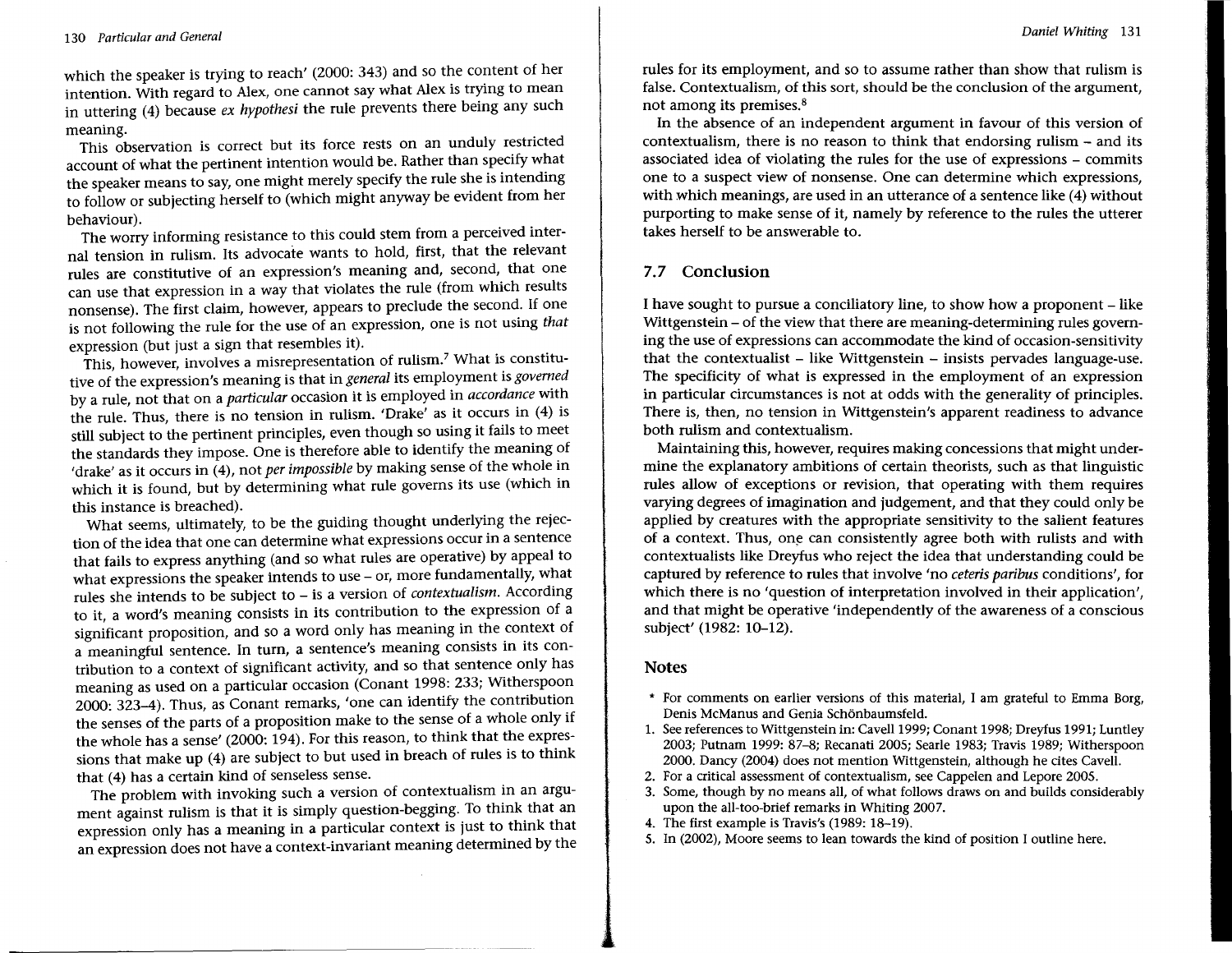which the speaker is trying to reach' (2000: 343) and so the content of her intention. With regard to Alex, one cannot say what Alex is trying to mean in uttering (4) because *ex hypothesi* the rule prevents there being any such meaning.

This observation is correct but its force rests on an unduly restricted account of what the pertinent intention would be. Rather than specify what the speaker means to say, one might merely specify the rule she is intending to follow or subjecting herself to (which might anyway be evident from her behaviour).

The worry informing resistance to this could stem from a perceived internal tension in rulism. Its advocate wants to hold, first, that the relevant rules are constitutive of an expression's meaning and, second, that one can use that expression in a way that violates the rule (from which results nonsense). The first claim, however, appears to preclude the second. If one is not following the rule for the use of an expression, one is not using *that* expression (but just a sign that resembles it).

This, however, involves a misrepresentation of rulism.[7] What is constitutive of the expression's meaning is that in *general* its employment is *governed* by a rule, not that on a *particular* occasion it is employed in *accordance* with the rule. Thus, there is no tension in rulism. 'Drake' as it occurs in (4) is still subject to the pertinent principles, even though so using it fails to meet the standards they impose. One is therefore able to identify the meaning of 'drake' as it occurs in (4), not *per impossible* by making sense of the whole in which it is found, but by determining what rule governs its use (which in this instance is breached).

What seems, ultimately, to be the guiding thought underlying the rejection of the idea that one can determine what expressions occur in a sentence that fails to express anything (and so what rules are operative) by appeal to what expressions the speaker intends to use – or, more fundamentally, what rules she intends to be subject to – is a version of *contextualism*. According to it, a word's meaning consists in its contribution to the expression of a significant proposition, and so a word only has meaning in the context of a meaningful sentence. In turn, a sentence's meaning consists in its contribution to a context of significant activity, and so that sentence only has meaning as used on a particular occasion (Conant 1998: 233; Witherspoon 2000: 323–4). Thus, as Conant remarks, 'one can identify the contribution the senses of the parts of a proposition make to the sense of a whole only if the whole has a sense' (2000: 194). For this reason, to think that the expressions that make up (4) are subject to but used in breach of rules is to think that (4) has a certain kind of senseless sense.

The problem with invoking such a version of contextualism in an argument against rulism is that it is simply question-begging. To think that an expression only has a meaning in a particular context is just to think that an expression does not have a context-invariant meaning determined by the rules for its employment, and so to assume rather than show that rulism is false. Contextualism, of this sort, should be the conclusion of the argument, not among its premises.[8]

In the absence of an independent argument in favour of this version of contextualism, there is no reason to think that endorsing rulism – and its associated idea of violating the rules for the use of expressions – commits one to a suspect view of nonsense. One can determine which expressions, with which meanings, are used in an utterance of a sentence like (4) without purporting to make sense of it, namely by reference to the rules the utterer takes herself to be answerable to.

## 7.7 Conclusion

I have sought to pursue a conciliatory line, to show how a proponent – like Wittgenstein – of the view that there are meaning-determining rules governing the use of expressions can accommodate the kind of occasion-sensitivity that the contextualist – like Wittgenstein – insists pervades language-use. The specificity of what is expressed in the employment of an expression in particular circumstances is not at odds with the generality of principles. There is, then, no tension in Wittgenstein's apparent readiness to advance both rulism and contextualism.

Maintaining this, however, requires making concessions that might undermine the explanatory ambitions of certain theorists, such as that linguistic rules allow of exceptions or revision, that operating with them requires varying degrees of imagination and judgement, and that they could only be applied by creatures with the appropriate sensitivity to the salient features of a context. Thus, one can consistently agree both with rulists and with contextualists like Dreyfus who reject the idea that understanding could be captured by reference to rules that involve 'no *ceteris paribus* conditions', for which there is no 'question of interpretation involved in their application', and that might be operative 'independently of the awareness of a conscious subject' (1982: 10–12).

## Notes

\* For comments on earlier versions of this material, I am grateful to Emma Borg, Denis McManus and Genia Schönbaumsfeld.

1. See references to Wittgenstein in: Cavell 1999; Conant 1998; Dreyfus 1991; Luntley 2003; Putnam 1999: 87–8; Recanati 2005; Searle 1983; Travis 1989; Witherspoon 2000. Dancy (2004) does not mention Wittgenstein, although he cites Cavell.
2. For a critical assessment of contextualism, see Cappelen and Lepore 2005.
3. Some, though by no means all, of what follows draws on and builds considerably upon the all-too-brief remarks in Whiting 2007.
4. The first example is Travis's (1989: 18–19).
5. In (2002), Moore seems to lean towards the kind of position I outline here.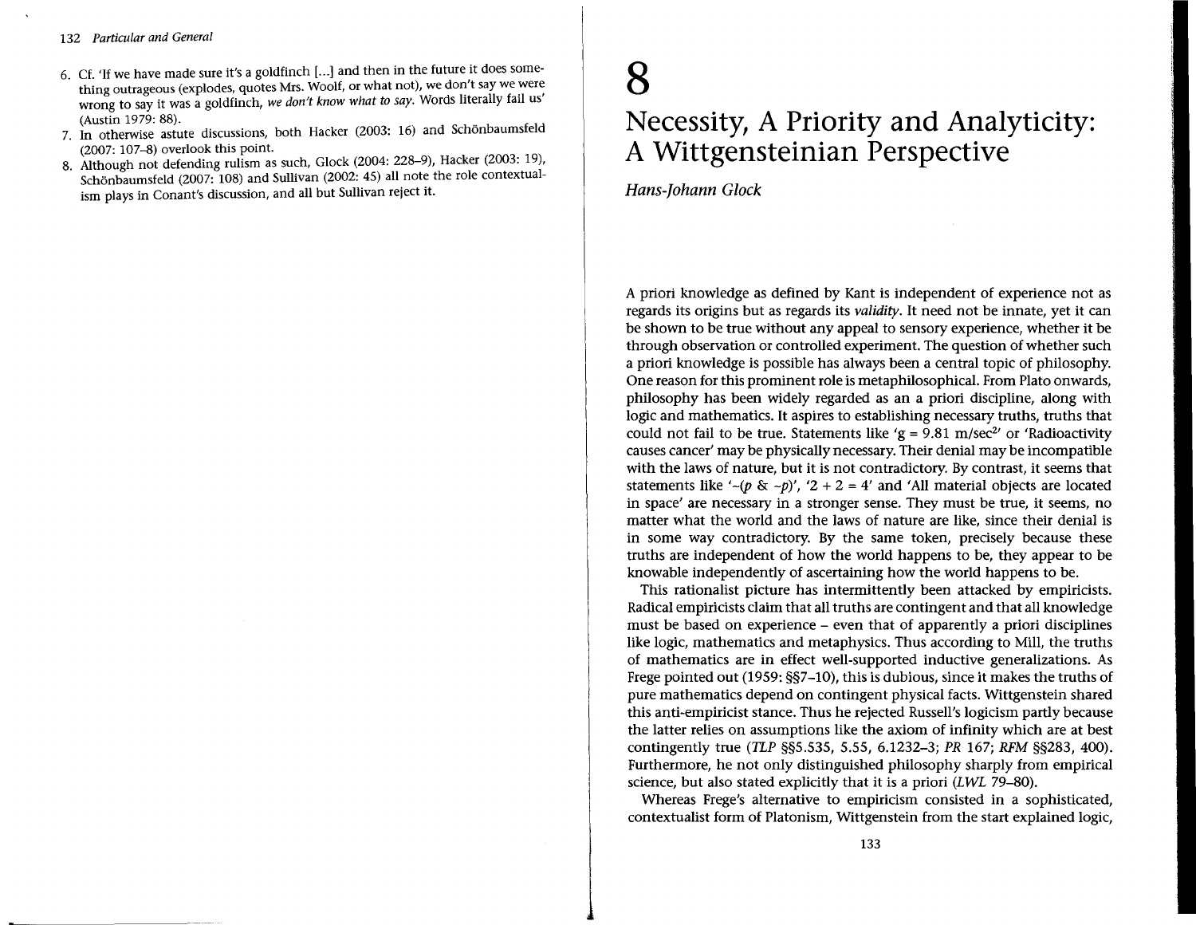6. Cf. 'If we have made sure it's a goldfinch [...] and then in the future it does something outrageous (explodes, quotes Mrs. Woolf, or what not), we don't say we were wrong to say it was a goldfinch, *we don't know what to say*. Words literally fail us' (Austin 1979: 88).
7. In otherwise astute discussions, both Hacker (2003: 16) and Schönbaumsfeld (2007: 107–8) overlook this point.
8. Although not defending rulism as such, Glock (2004: 228–9), Hacker (2003: 19), Schönbaumsfeld (2007: 108) and Sullivan (2002: 45) all note the role contextualism plays in Conant's discussion, and all but Sullivan reject it.

# 8
# Necessity, A Priority and Analyticity: A Wittgensteinian Perspective

*Hans-Johann Glock*

A priori knowledge as defined by Kant is independent of experience not as regards its origins but as regards its *validity*. It need not be innate, yet it can be shown to be true without any appeal to sensory experience, whether it be through observation or controlled experiment. The question of whether such a priori knowledge is possible has always been a central topic of philosophy. One reason for this prominent role is metaphilosophical. From Plato onwards, philosophy has been widely regarded as an a priori discipline, along with logic and mathematics. It aspires to establishing necessary truths, truths that could not fail to be true. Statements like '$g = 9.81$ m/sec$^2$' or 'Radioactivity causes cancer' may be physically necessary. Their denial may be incompatible with the laws of nature, but it is not contradictory. By contrast, it seems that statements like '$\sim(p \;\&\; \sim p)$', '$2 + 2 = 4$' and 'All material objects are located in space' are necessary in a stronger sense. They must be true, it seems, no matter what the world and the laws of nature are like, since their denial is in some way contradictory. By the same token, precisely because these truths are independent of how the world happens to be, they appear to be knowable independently of ascertaining how the world happens to be.

This rationalist picture has intermittently been attacked by empiricists. Radical empiricists claim that all truths are contingent and that all knowledge must be based on experience – even that of apparently a priori disciplines like logic, mathematics and metaphysics. Thus according to Mill, the truths of mathematics are in effect well-supported inductive generalizations. As Frege pointed out (1959: §§7–10), this is dubious, since it makes the truths of pure mathematics depend on contingent physical facts. Wittgenstein shared this anti-empiricist stance. Thus he rejected Russell's logicism partly because the latter relies on assumptions like the axiom of infinity which are at best contingently true (*TLP* §§5.535, 5.55, 6.1232–3; *PR* 167; *RFM* §§283, 400). Furthermore, he not only distinguished philosophy sharply from empirical science, but also stated explicitly that it is a priori (*LWL* 79–80).

Whereas Frege's alternative to empiricism consisted in a sophisticated, contextualist form of Platonism, Wittgenstein from the start explained logic,